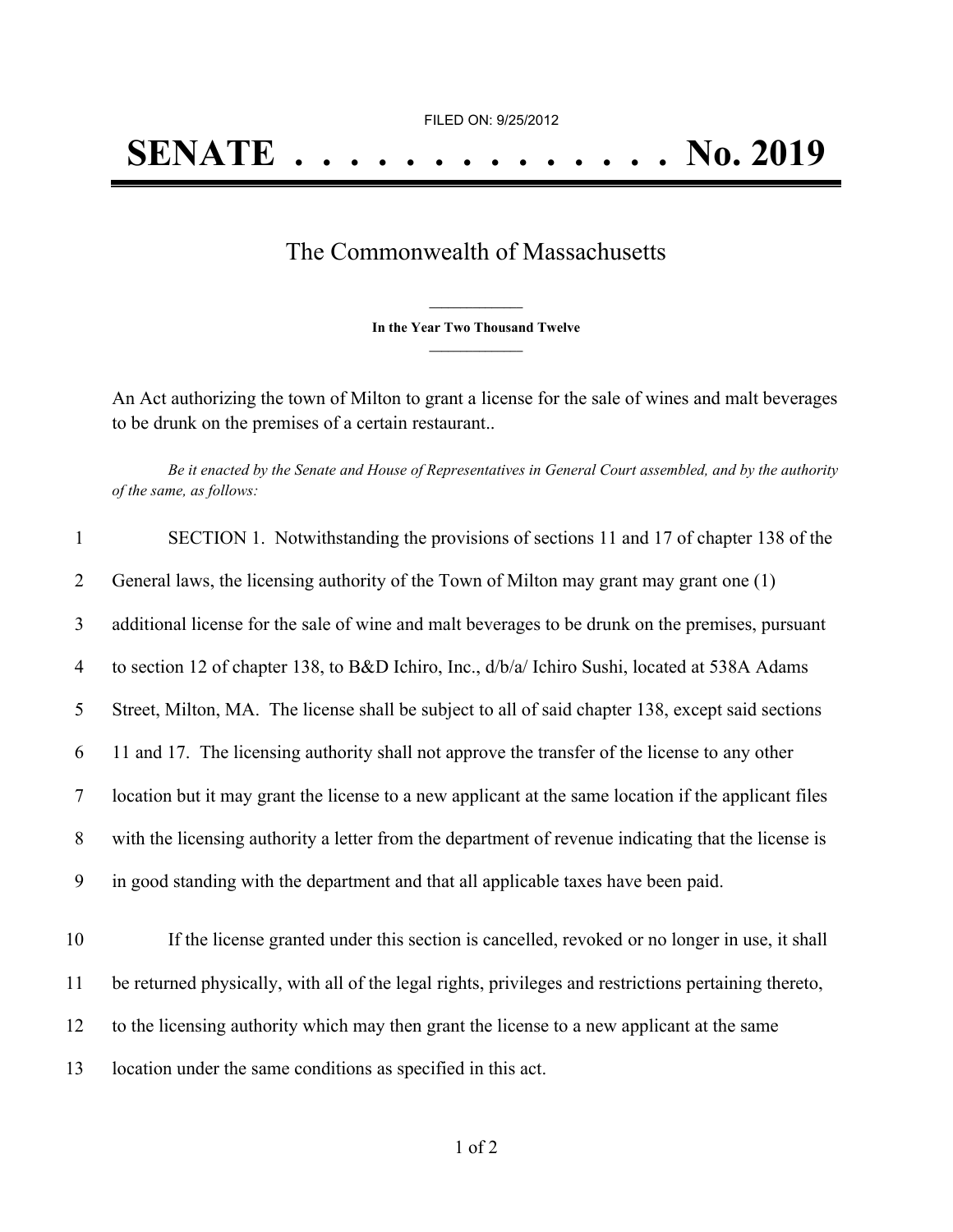FILED ON: 9/25/2012

# SENATE . . . . . . . . . . . . . . No. 2019

## The Commonwealth of Massachusetts

**In the Year Two Thousand Twelve**

An Act authorizing the town of Milton to grant a license for the sale of wines and malt beverages to be drunk on the premises of a certain restaurant..

*Be it enacted by the Senate and House of Representatives in General Court assembled, and by the authority of the same, as follows:*

1 SECTION 1. Notwithstanding the provisions of sections 11 and 17 of chapter 138 of the
2 General laws, the licensing authority of the Town of Milton may grant may grant one (1)
3 additional license for the sale of wine and malt beverages to be drunk on the premises, pursuant
4 to section 12 of chapter 138, to B&D Ichiro, Inc., d/b/a/ Ichiro Sushi, located at 538A Adams
5 Street, Milton, MA. The license shall be subject to all of said chapter 138, except said sections
6 11 and 17. The licensing authority shall not approve the transfer of the license to any other
7 location but it may grant the license to a new applicant at the same location if the applicant files
8 with the licensing authority a letter from the department of revenue indicating that the license is
9 in good standing with the department and that all applicable taxes have been paid.

10 If the license granted under this section is cancelled, revoked or no longer in use, it shall
11 be returned physically, with all of the legal rights, privileges and restrictions pertaining thereto,
12 to the licensing authority which may then grant the license to a new applicant at the same
13 location under the same conditions as specified in this act.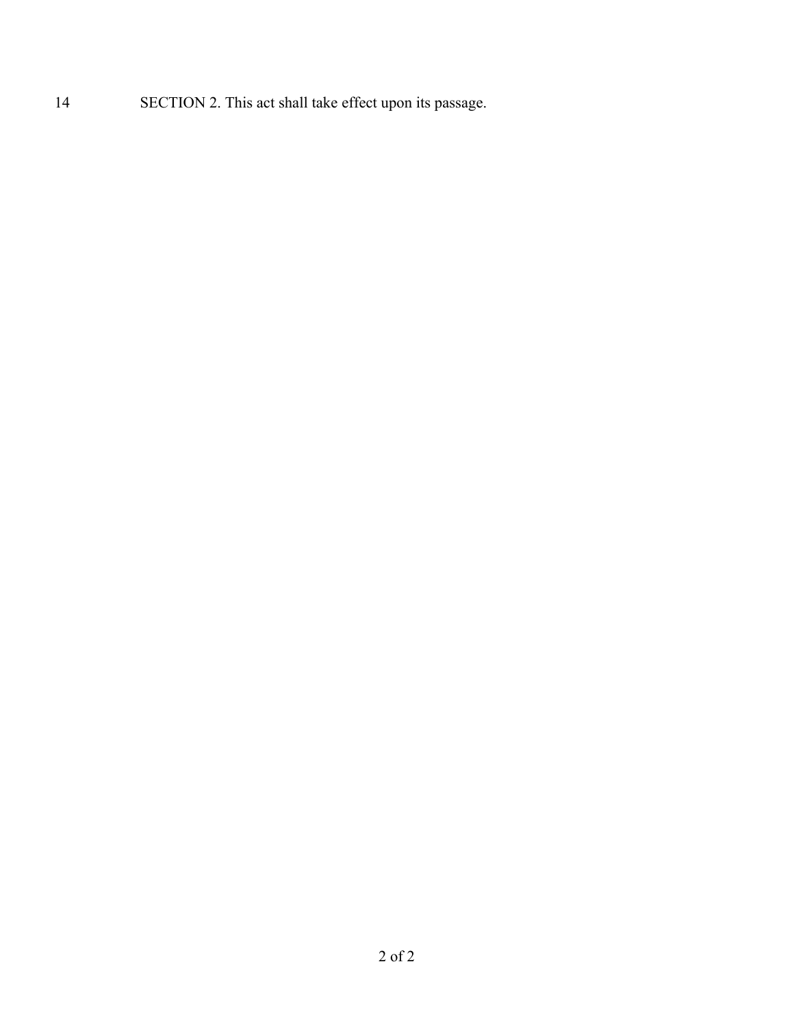14 SECTION 2. This act shall take effect upon its passage.